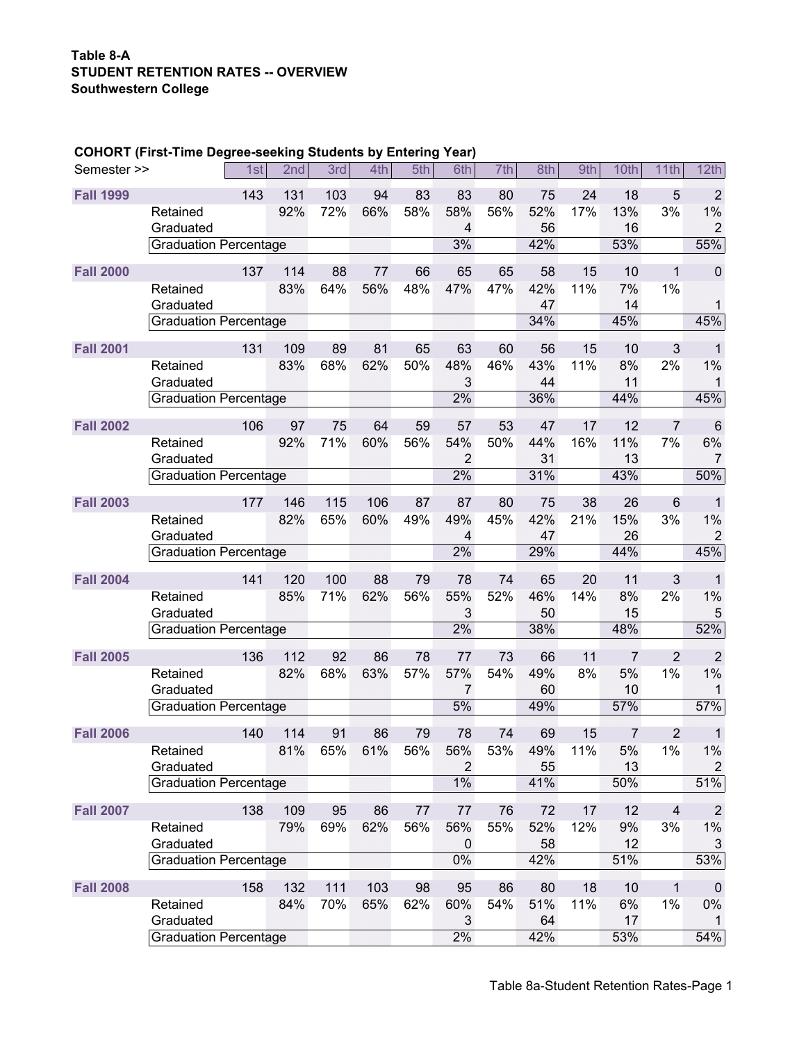**Table 8-A**
**STUDENT RETENTION RATES -- OVERVIEW**
**Southwestern College**

**COHORT (First-Time Degree-seeking Students by Entering Year)**

| Semester >> | | 1st | 2nd | 3rd | 4th | 5th | 6th | 7th | 8th | 9th | 10th | 11th | 12th |
|---|---|---|---|---|---|---|---|---|---|---|---|---|---|
| **Fall 1999** | | 143 | 131 | 103 | 94 | 83 | 83 | 80 | 75 | 24 | 18 | 5 | 2 |
| | Retained | | 92% | 72% | 66% | 58% | 58% | 56% | 52% | 17% | 13% | 3% | 1% |
| | Graduated | | | | | | 4 | | 56 | | 16 | | 2 |
| | Graduation Percentage | | | | | | 3% | | 42% | | 53% | | 55% |
| **Fall 2000** | | 137 | 114 | 88 | 77 | 66 | 65 | 65 | 58 | 15 | 10 | 1 | 0 |
| | Retained | | 83% | 64% | 56% | 48% | 47% | 47% | 42% | 11% | 7% | 1% | |
| | Graduated | | | | | | | | 47 | | 14 | | 1 |
| | Graduation Percentage | | | | | | | | 34% | | 45% | | 45% |
| **Fall 2001** | | 131 | 109 | 89 | 81 | 65 | 63 | 60 | 56 | 15 | 10 | 3 | 1 |
| | Retained | | 83% | 68% | 62% | 50% | 48% | 46% | 43% | 11% | 8% | 2% | 1% |
| | Graduated | | | | | | 3 | | 44 | | 11 | | 1 |
| | Graduation Percentage | | | | | | 2% | | 36% | | 44% | | 45% |
| **Fall 2002** | | 106 | 97 | 75 | 64 | 59 | 57 | 53 | 47 | 17 | 12 | 7 | 6 |
| | Retained | | 92% | 71% | 60% | 56% | 54% | 50% | 44% | 16% | 11% | 7% | 6% |
| | Graduated | | | | | | 2 | | 31 | | 13 | | 7 |
| | Graduation Percentage | | | | | | 2% | | 31% | | 43% | | 50% |
| **Fall 2003** | | 177 | 146 | 115 | 106 | 87 | 87 | 80 | 75 | 38 | 26 | 6 | 1 |
| | Retained | | 82% | 65% | 60% | 49% | 49% | 45% | 42% | 21% | 15% | 3% | 1% |
| | Graduated | | | | | | 4 | | 47 | | 26 | | 2 |
| | Graduation Percentage | | | | | | 2% | | 29% | | 44% | | 45% |
| **Fall 2004** | | 141 | 120 | 100 | 88 | 79 | 78 | 74 | 65 | 20 | 11 | 3 | 1 |
| | Retained | | 85% | 71% | 62% | 56% | 55% | 52% | 46% | 14% | 8% | 2% | 1% |
| | Graduated | | | | | | 3 | | 50 | | 15 | | 5 |
| | Graduation Percentage | | | | | | 2% | | 38% | | 48% | | 52% |
| **Fall 2005** | | 136 | 112 | 92 | 86 | 78 | 77 | 73 | 66 | 11 | 7 | 2 | 2 |
| | Retained | | 82% | 68% | 63% | 57% | 57% | 54% | 49% | 8% | 5% | 1% | 1% |
| | Graduated | | | | | | 7 | | 60 | | 10 | | 1 |
| | Graduation Percentage | | | | | | 5% | | 49% | | 57% | | 57% |
| **Fall 2006** | | 140 | 114 | 91 | 86 | 79 | 78 | 74 | 69 | 15 | 7 | 2 | 1 |
| | Retained | | 81% | 65% | 61% | 56% | 56% | 53% | 49% | 11% | 5% | 1% | 1% |
| | Graduated | | | | | | 2 | | 55 | | 13 | | 2 |
| | Graduation Percentage | | | | | | 1% | | 41% | | 50% | | 51% |
| **Fall 2007** | | 138 | 109 | 95 | 86 | 77 | 77 | 76 | 72 | 17 | 12 | 4 | 2 |
| | Retained | | 79% | 69% | 62% | 56% | 56% | 55% | 52% | 12% | 9% | 3% | 1% |
| | Graduated | | | | | | 0 | | 58 | | 12 | | 3 |
| | Graduation Percentage | | | | | | 0% | | 42% | | 51% | | 53% |
| **Fall 2008** | | 158 | 132 | 111 | 103 | 98 | 95 | 86 | 80 | 18 | 10 | 1 | 0 |
| | Retained | | 84% | 70% | 65% | 62% | 60% | 54% | 51% | 11% | 6% | 1% | 0% |
| | Graduated | | | | | | 3 | | 64 | | 17 | | 1 |
| | Graduation Percentage | | | | | | 2% | | 42% | | 53% | | 54% |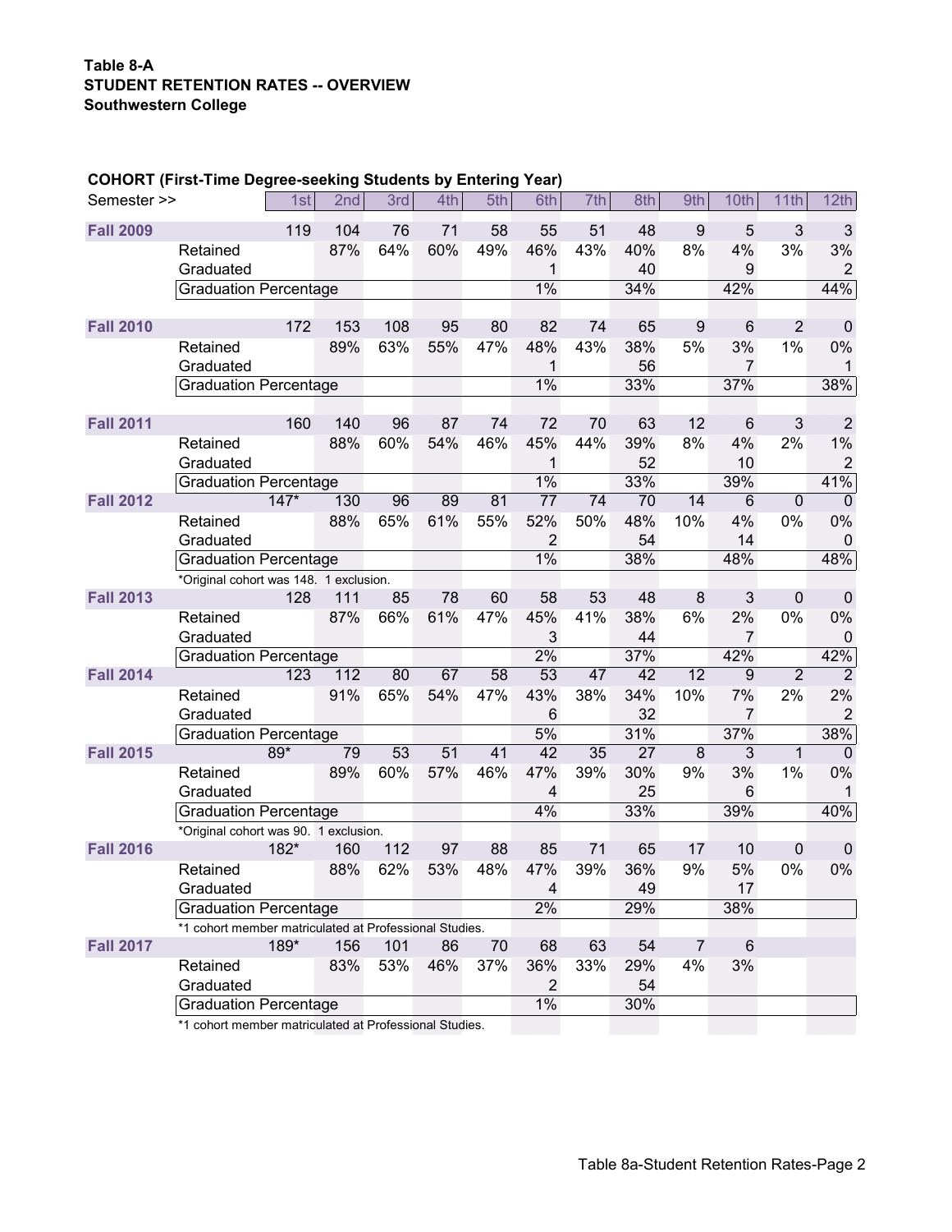**Table 8-A**
**STUDENT RETENTION RATES -- OVERVIEW**
**Southwestern College**

**COHORT (First-Time Degree-seeking Students by Entering Year)**

| Semester >> | | 1st | 2nd | 3rd | 4th | 5th | 6th | 7th | 8th | 9th | 10th | 11th | 12th |
|---|---|---|---|---|---|---|---|---|---|---|---|---|---|
| **Fall 2009** | | 119 | 104 | 76 | 71 | 58 | 55 | 51 | 48 | 9 | 5 | 3 | 3 |
| | Retained | | 87% | 64% | 60% | 49% | 46% | 43% | 40% | 8% | 4% | 3% | 3% |
| | Graduated | | | | | | 1 | | 40 | | 9 | | 2 |
| | Graduation Percentage | | | | | | 1% | | 34% | | 42% | | 44% |
| **Fall 2010** | | 172 | 153 | 108 | 95 | 80 | 82 | 74 | 65 | 9 | 6 | 2 | 0 |
| | Retained | | 89% | 63% | 55% | 47% | 48% | 43% | 38% | 5% | 3% | 1% | 0% |
| | Graduated | | | | | | 1 | | 56 | | 7 | | 1 |
| | Graduation Percentage | | | | | | 1% | | 33% | | 37% | | 38% |
| **Fall 2011** | | 160 | 140 | 96 | 87 | 74 | 72 | 70 | 63 | 12 | 6 | 3 | 2 |
| | Retained | | 88% | 60% | 54% | 46% | 45% | 44% | 39% | 8% | 4% | 2% | 1% |
| | Graduated | | | | | | 1 | | 52 | | 10 | | 2 |
| | Graduation Percentage | | | | | | 1% | | 33% | | 39% | | 41% |
| **Fall 2012** | | 147* | 130 | 96 | 89 | 81 | 77 | 74 | 70 | 14 | 6 | 0 | 0 |
| | Retained | | 88% | 65% | 61% | 55% | 52% | 50% | 48% | 10% | 4% | 0% | 0% |
| | Graduated | | | | | | 2 | | 54 | | 14 | | 0 |
| | Graduation Percentage | | | | | | 1% | | 38% | | 48% | | 48% |
| | *Original cohort was 148. 1 exclusion. | | | | | | | | | | | | |
| **Fall 2013** | | 128 | 111 | 85 | 78 | 60 | 58 | 53 | 48 | 8 | 3 | 0 | 0 |
| | Retained | | 87% | 66% | 61% | 47% | 45% | 41% | 38% | 6% | 2% | 0% | 0% |
| | Graduated | | | | | | 3 | | 44 | | 7 | | 0 |
| | Graduation Percentage | | | | | | 2% | | 37% | | 42% | | 42% |
| **Fall 2014** | | 123 | 112 | 80 | 67 | 58 | 53 | 47 | 42 | 12 | 9 | 2 | 2 |
| | Retained | | 91% | 65% | 54% | 47% | 43% | 38% | 34% | 10% | 7% | 2% | 2% |
| | Graduated | | | | | | 6 | | 32 | | 7 | | 2 |
| | Graduation Percentage | | | | | | 5% | | 31% | | 37% | | 38% |
| **Fall 2015** | | 89* | 79 | 53 | 51 | 41 | 42 | 35 | 27 | 8 | 3 | 1 | 0 |
| | Retained | | 89% | 60% | 57% | 46% | 47% | 39% | 30% | 9% | 3% | 1% | 0% |
| | Graduated | | | | | | 4 | | 25 | | 6 | | 1 |
| | Graduation Percentage | | | | | | 4% | | 33% | | 39% | | 40% |
| | *Original cohort was 90. 1 exclusion. | | | | | | | | | | | | |
| **Fall 2016** | | 182* | 160 | 112 | 97 | 88 | 85 | 71 | 65 | 17 | 10 | 0 | 0 |
| | Retained | | 88% | 62% | 53% | 48% | 47% | 39% | 36% | 9% | 5% | 0% | 0% |
| | Graduated | | | | | | 4 | | 49 | | 17 | | |
| | Graduation Percentage | | | | | | 2% | | 29% | | 38% | | |
| | *1 cohort member matriculated at Professional Studies. | | | | | | | | | | | | |
| **Fall 2017** | | 189* | 156 | 101 | 86 | 70 | 68 | 63 | 54 | 7 | 6 | | |
| | Retained | | 83% | 53% | 46% | 37% | 36% | 33% | 29% | 4% | 3% | | |
| | Graduated | | | | | | 2 | | 54 | | | | |
| | Graduation Percentage | | | | | | 1% | | 30% | | | | |
| | *1 cohort member matriculated at Professional Studies. | | | | | | | | | | | | |